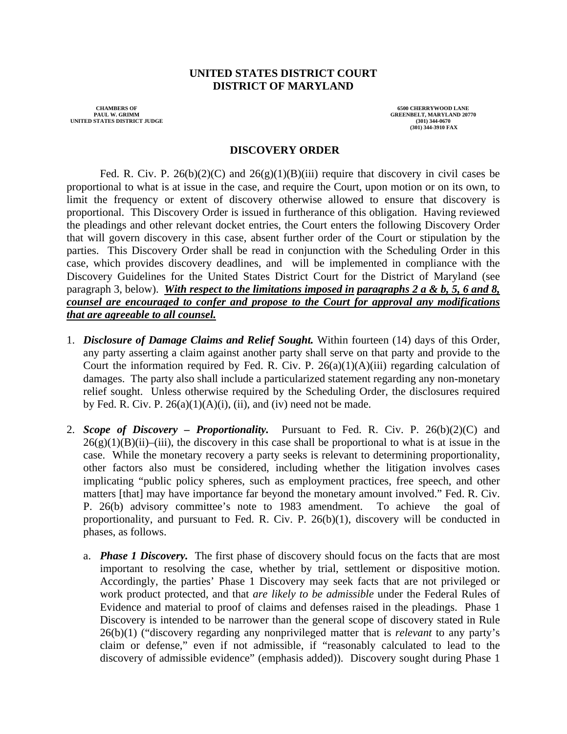**UNITED STATES DISTRICT COURT**
**DISTRICT OF MARYLAND**

CHAMBERS OF
PAUL W. GRIMM
UNITED STATES DISTRICT JUDGE

6500 CHERRYWOOD LANE
GREENBELT, MARYLAND 20770
(301) 344-0670
(301) 344-3910 FAX

# DISCOVERY ORDER

Fed. R. Civ. P. 26(b)(2)(C) and 26(g)(1)(B)(iii) require that discovery in civil cases be proportional to what is at issue in the case, and require the Court, upon motion or on its own, to limit the frequency or extent of discovery otherwise allowed to ensure that discovery is proportional. This Discovery Order is issued in furtherance of this obligation. Having reviewed the pleadings and other relevant docket entries, the Court enters the following Discovery Order that will govern discovery in this case, absent further order of the Court or stipulation by the parties. This Discovery Order shall be read in conjunction with the Scheduling Order in this case, which provides discovery deadlines, and will be implemented in compliance with the Discovery Guidelines for the United States District Court for the District of Maryland (see paragraph 3, below). ***<u>With respect to the limitations imposed in</u> <u>paragraphs 2 a & b, 5, 6 and 8, counsel are encouraged to confer and propose to the Court for approval any modifications that are agreeable to all counsel.</u>***

1. ***Disclosure of Damage Claims and Relief Sought.*** Within fourteen (14) days of this Order, any party asserting a claim against another party shall serve on that party and provide to the Court the information required by Fed. R. Civ. P. 26(a)(1)(A)(iii) regarding calculation of damages. The party also shall include a particularized statement regarding any non-monetary relief sought. Unless otherwise required by the Scheduling Order, the disclosures required by Fed. R. Civ. P. 26(a)(1)(A)(i), (ii), and (iv) need not be made.

2. ***Scope of Discovery – Proportionality.*** Pursuant to Fed. R. Civ. P. 26(b)(2)(C) and 26(g)(1)(B)(ii)–(iii), the discovery in this case shall be proportional to what is at issue in the case. While the monetary recovery a party seeks is relevant to determining proportionality, other factors also must be considered, including whether the litigation involves cases implicating "public policy spheres, such as employment practices, free speech, and other matters [that] may have importance far beyond the monetary amount involved." Fed. R. Civ. P. 26(b) advisory committee's note to 1983 amendment. To achieve the goal of proportionality, and pursuant to Fed. R. Civ. P. 26(b)(1), discovery will be conducted in phases, as follows.

   a. ***Phase 1 Discovery.*** The first phase of discovery should focus on the facts that are most important to resolving the case, whether by trial, settlement or dispositive motion. Accordingly, the parties' Phase 1 Discovery may seek facts that are not privileged or work product protected, and that *are likely to be admissible* under the Federal Rules of Evidence and material to proof of claims and defenses raised in the pleadings. Phase 1 Discovery is intended to be narrower than the general scope of discovery stated in Rule 26(b)(1) ("discovery regarding any nonprivileged matter that is *relevant* to any party's claim or defense," even if not admissible, if "reasonably calculated to lead to the discovery of admissible evidence" (emphasis added)). Discovery sought during Phase 1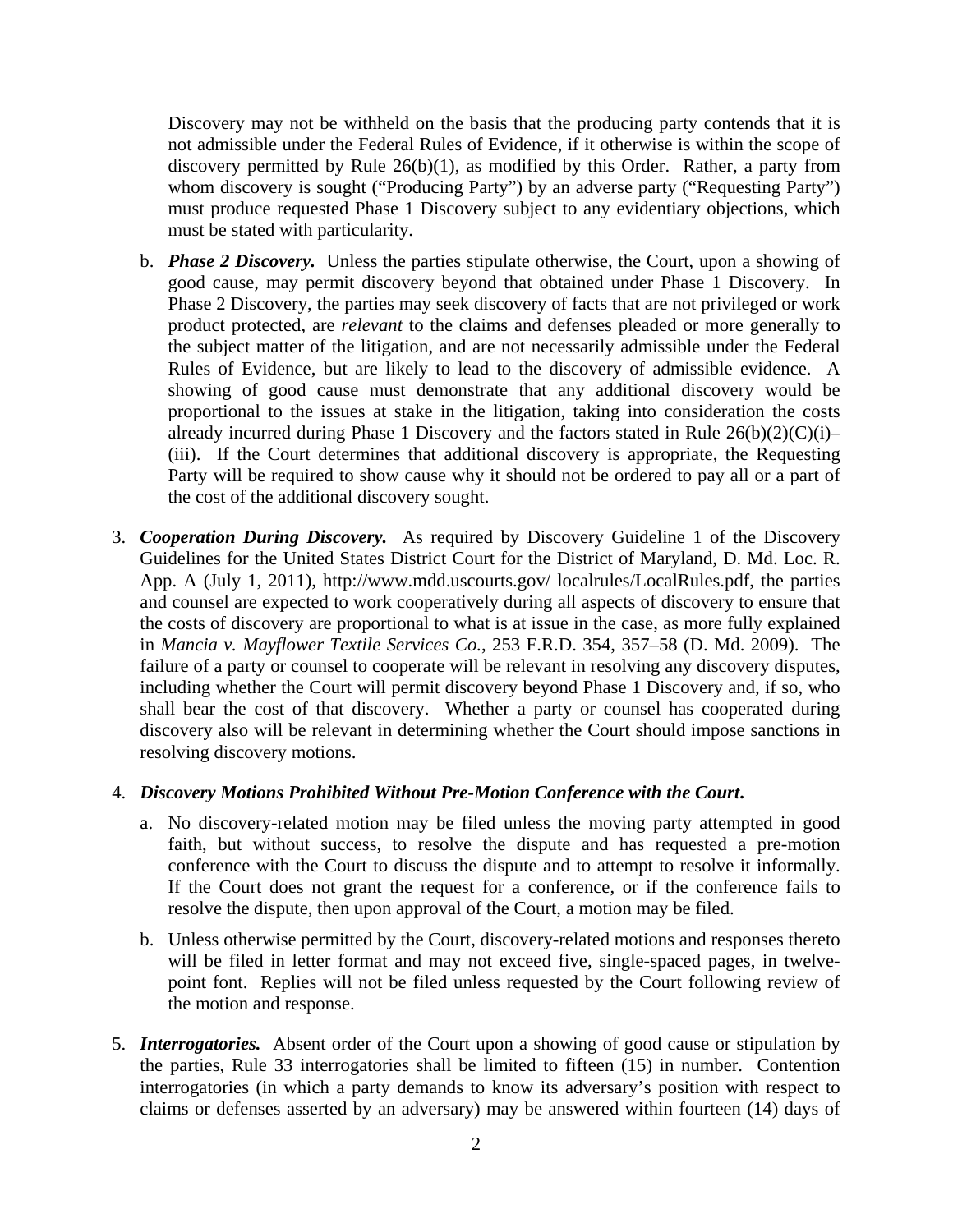Discovery may not be withheld on the basis that the producing party contends that it is not admissible under the Federal Rules of Evidence, if it otherwise is within the scope of discovery permitted by Rule 26(b)(1), as modified by this Order. Rather, a party from whom discovery is sought ("Producing Party") by an adverse party ("Requesting Party") must produce requested Phase 1 Discovery subject to any evidentiary objections, which must be stated with particularity.

b. ***Phase 2 Discovery.*** Unless the parties stipulate otherwise, the Court, upon a showing of good cause, may permit discovery beyond that obtained under Phase 1 Discovery. In Phase 2 Discovery, the parties may seek discovery of facts that are not privileged or work product protected, are *relevant* to the claims and defenses pleaded or more generally to the subject matter of the litigation, and are not necessarily admissible under the Federal Rules of Evidence, but are likely to lead to the discovery of admissible evidence. A showing of good cause must demonstrate that any additional discovery would be proportional to the issues at stake in the litigation, taking into consideration the costs already incurred during Phase 1 Discovery and the factors stated in Rule 26(b)(2)(C)(i)–(iii). If the Court determines that additional discovery is appropriate, the Requesting Party will be required to show cause why it should not be ordered to pay all or a part of the cost of the additional discovery sought.

3. ***Cooperation During Discovery.*** As required by Discovery Guideline 1 of the Discovery Guidelines for the United States District Court for the District of Maryland, D. Md. Loc. R. App. A (July 1, 2011), http://www.mdd.uscourts.gov/ localrules/LocalRules.pdf, the parties and counsel are expected to work cooperatively during all aspects of discovery to ensure that the costs of discovery are proportional to what is at issue in the case, as more fully explained in *Mancia v. Mayflower Textile Services Co.*, 253 F.R.D. 354, 357–58 (D. Md. 2009). The failure of a party or counsel to cooperate will be relevant in resolving any discovery disputes, including whether the Court will permit discovery beyond Phase 1 Discovery and, if so, who shall bear the cost of that discovery. Whether a party or counsel has cooperated during discovery also will be relevant in determining whether the Court should impose sanctions in resolving discovery motions.

4. ***Discovery Motions Prohibited Without Pre-Motion Conference with the Court.***

   a. No discovery-related motion may be filed unless the moving party attempted in good faith, but without success, to resolve the dispute and has requested a pre-motion conference with the Court to discuss the dispute and to attempt to resolve it informally. If the Court does not grant the request for a conference, or if the conference fails to resolve the dispute, then upon approval of the Court, a motion may be filed.

   b. Unless otherwise permitted by the Court, discovery-related motions and responses thereto will be filed in letter format and may not exceed five, single-spaced pages, in twelve-point font. Replies will not be filed unless requested by the Court following review of the motion and response.

5. ***Interrogatories.*** Absent order of the Court upon a showing of good cause or stipulation by the parties, Rule 33 interrogatories shall be limited to fifteen (15) in number. Contention interrogatories (in which a party demands to know its adversary's position with respect to claims or defenses asserted by an adversary) may be answered within fourteen (14) days of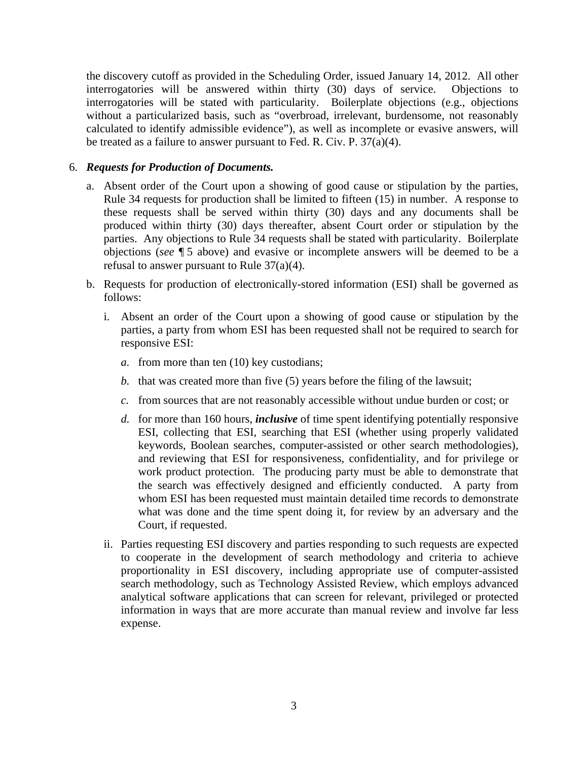the discovery cutoff as provided in the Scheduling Order, issued January 14, 2012. All other interrogatories will be answered within thirty (30) days of service. Objections to interrogatories will be stated with particularity. Boilerplate objections (e.g., objections without a particularized basis, such as "overbroad, irrelevant, burdensome, not reasonably calculated to identify admissible evidence"), as well as incomplete or evasive answers, will be treated as a failure to answer pursuant to Fed. R. Civ. P. 37(a)(4).

6. ***Requests for Production of Documents.***

   a. Absent order of the Court upon a showing of good cause or stipulation by the parties, Rule 34 requests for production shall be limited to fifteen (15) in number. A response to these requests shall be served within thirty (30) days and any documents shall be produced within thirty (30) days thereafter, absent Court order or stipulation by the parties. Any objections to Rule 34 requests shall be stated with particularity. Boilerplate objections (*see* ¶ 5 above) and evasive or incomplete answers will be deemed to be a refusal to answer pursuant to Rule 37(a)(4).

   b. Requests for production of electronically-stored information (ESI) shall be governed as follows:

      i. Absent an order of the Court upon a showing of good cause or stipulation by the parties, a party from whom ESI has been requested shall not be required to search for responsive ESI:

         *a.* from more than ten (10) key custodians;

         *b.* that was created more than five (5) years before the filing of the lawsuit;

         *c.* from sources that are not reasonably accessible without undue burden or cost; or

         *d.* for more than 160 hours, ***inclusive*** of time spent identifying potentially responsive ESI, collecting that ESI, searching that ESI (whether using properly validated keywords, Boolean searches, computer-assisted or other search methodologies), and reviewing that ESI for responsiveness, confidentiality, and for privilege or work product protection. The producing party must be able to demonstrate that the search was effectively designed and efficiently conducted. A party from whom ESI has been requested must maintain detailed time records to demonstrate what was done and the time spent doing it, for review by an adversary and the Court, if requested.

      ii. Parties requesting ESI discovery and parties responding to such requests are expected to cooperate in the development of search methodology and criteria to achieve proportionality in ESI discovery, including appropriate use of computer-assisted search methodology, such as Technology Assisted Review, which employs advanced analytical software applications that can screen for relevant, privileged or protected information in ways that are more accurate than manual review and involve far less expense.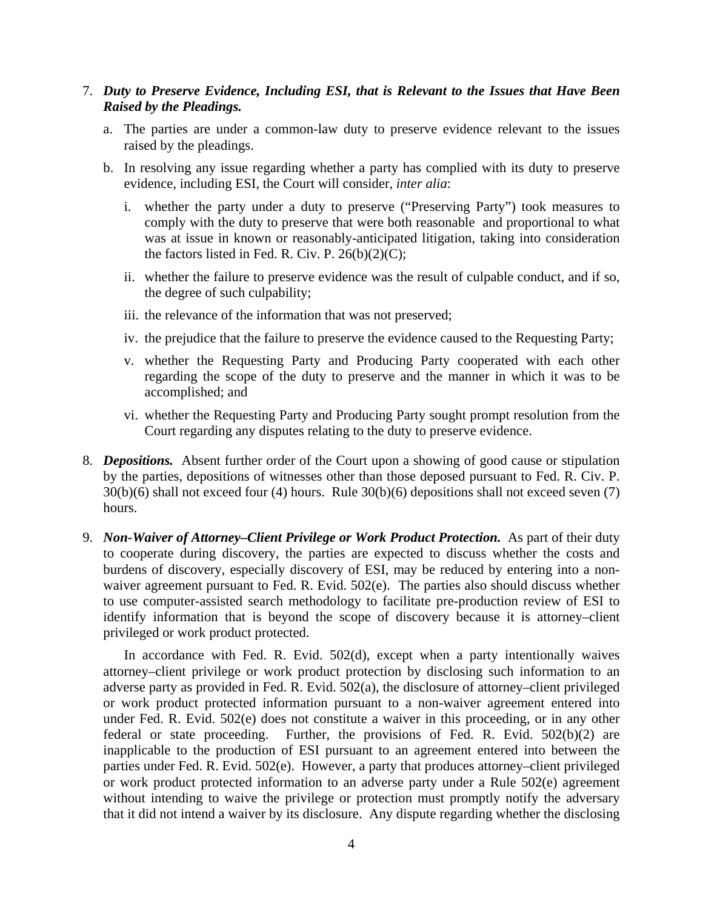7. ***Duty to Preserve Evidence, Including ESI, that is Relevant to the Issues that Have Been Raised by the Pleadings.***

   a. The parties are under a common-law duty to preserve evidence relevant to the issues raised by the pleadings.

   b. In resolving any issue regarding whether a party has complied with its duty to preserve evidence, including ESI, the Court will consider, *inter alia*:

      i. whether the party under a duty to preserve ("Preserving Party") took measures to comply with the duty to preserve that were both reasonable and proportional to what was at issue in known or reasonably-anticipated litigation, taking into consideration the factors listed in Fed. R. Civ. P. 26(b)(2)(C);

      ii. whether the failure to preserve evidence was the result of culpable conduct, and if so, the degree of such culpability;

      iii. the relevance of the information that was not preserved;

      iv. the prejudice that the failure to preserve the evidence caused to the Requesting Party;

      v. whether the Requesting Party and Producing Party cooperated with each other regarding the scope of the duty to preserve and the manner in which it was to be accomplished; and

      vi. whether the Requesting Party and Producing Party sought prompt resolution from the Court regarding any disputes relating to the duty to preserve evidence.

8. ***Depositions.*** Absent further order of the Court upon a showing of good cause or stipulation by the parties, depositions of witnesses other than those deposed pursuant to Fed. R. Civ. P. 30(b)(6) shall not exceed four (4) hours. Rule 30(b)(6) depositions shall not exceed seven (7) hours.

9. ***Non-Waiver of Attorney–Client Privilege or Work Product Protection.*** As part of their duty to cooperate during discovery, the parties are expected to discuss whether the costs and burdens of discovery, especially discovery of ESI, may be reduced by entering into a non-waiver agreement pursuant to Fed. R. Evid. 502(e). The parties also should discuss whether to use computer-assisted search methodology to facilitate pre-production review of ESI to identify information that is beyond the scope of discovery because it is attorney–client privileged or work product protected.

   In accordance with Fed. R. Evid. 502(d), except when a party intentionally waives attorney–client privilege or work product protection by disclosing such information to an adverse party as provided in Fed. R. Evid. 502(a), the disclosure of attorney–client privileged or work product protected information pursuant to a non-waiver agreement entered into under Fed. R. Evid. 502(e) does not constitute a waiver in this proceeding, or in any other federal or state proceeding. Further, the provisions of Fed. R. Evid. 502(b)(2) are inapplicable to the production of ESI pursuant to an agreement entered into between the parties under Fed. R. Evid. 502(e). However, a party that produces attorney–client privileged or work product protected information to an adverse party under a Rule 502(e) agreement without intending to waive the privilege or protection must promptly notify the adversary that it did not intend a waiver by its disclosure. Any dispute regarding whether the disclosing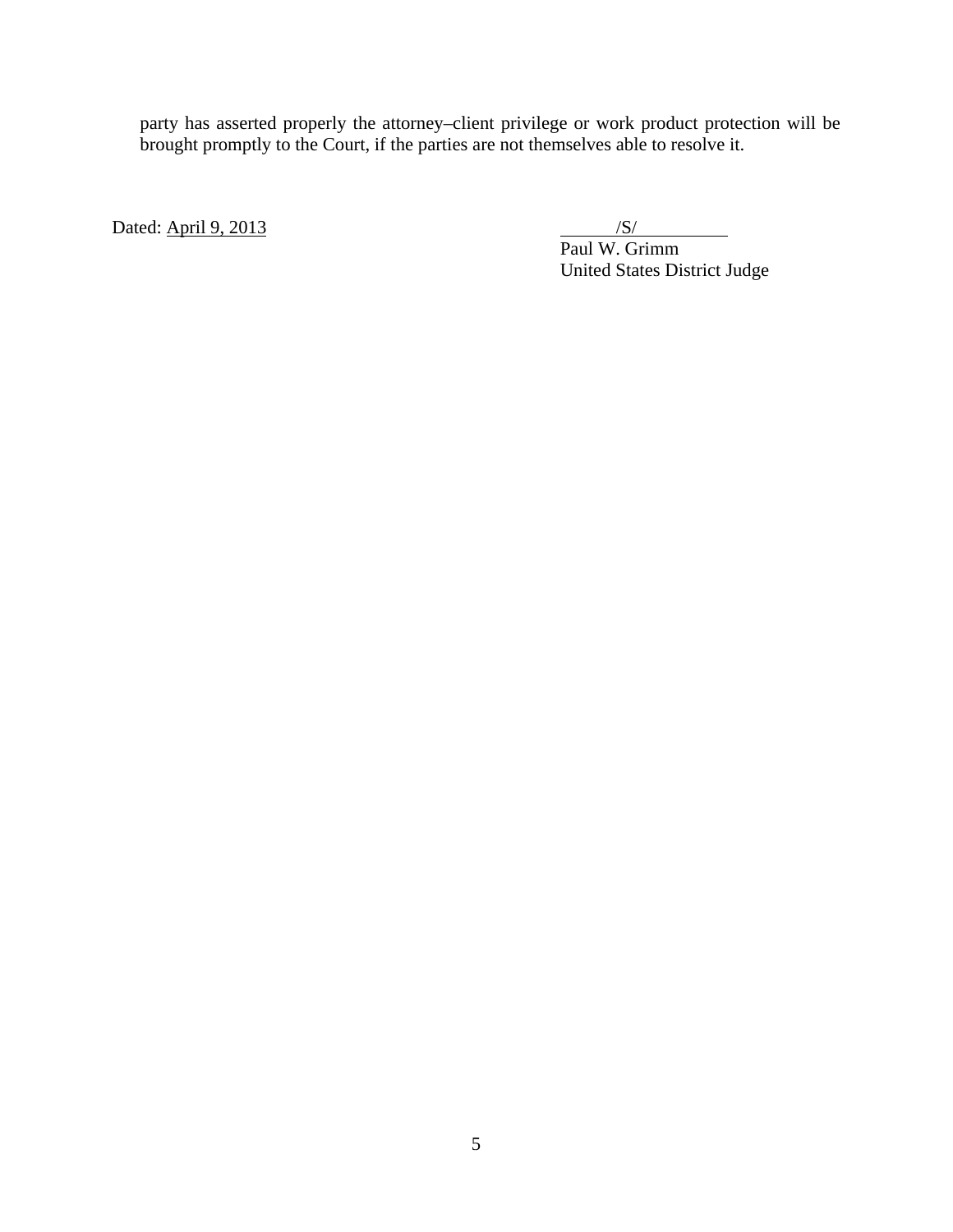party has asserted properly the attorney–client privilege or work product protection will be brought promptly to the Court, if the parties are not themselves able to resolve it.

Dated: April 9, 2013

/S/
Paul W. Grimm
United States District Judge